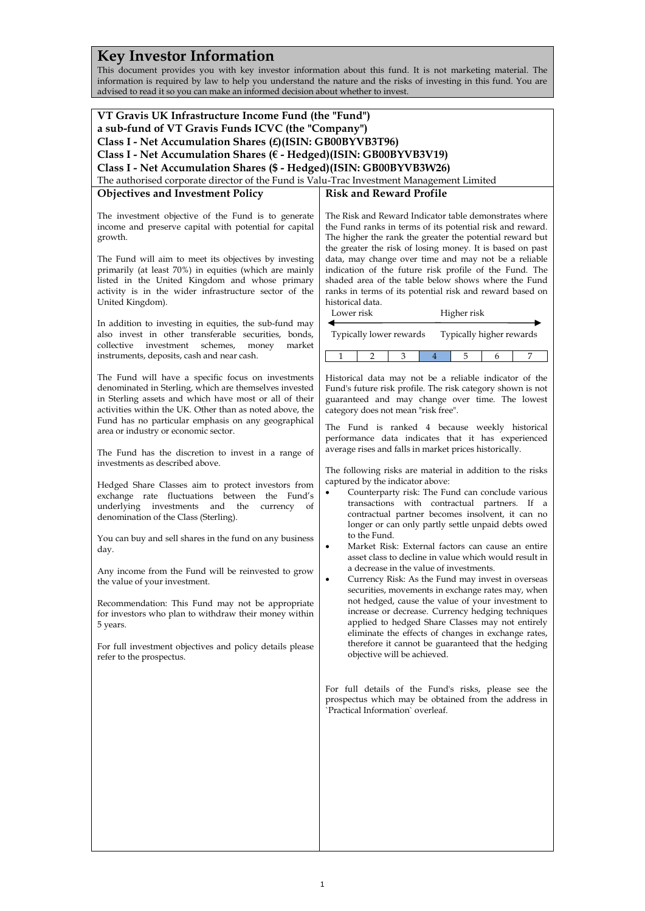# Key Investor Information

This document provides you with key investor information about this fund. It is not marketing material. The information is required by law to help you understand the nature and the risks of investing in this fund. You are advised to read it so you can make an informed decision about whether to invest.

**VT Gravis UK Infrastructure Income Fund (the "Fund")**
**a sub-fund of VT Gravis Funds ICVC (the "Company")**
**Class I - Net Accumulation Shares (£)(ISIN: GB00BYVB3T96)**
**Class I - Net Accumulation Shares (€ - Hedged)(ISIN: GB00BYVB3V19)**
**Class I - Net Accumulation Shares ($ - Hedged)(ISIN: GB00BYVB3W26)**

The authorised corporate director of the Fund is Valu-Trac Investment Management Limited

## Objectives and Investment Policy

The investment objective of the Fund is to generate income and preserve capital with potential for capital growth.

The Fund will aim to meet its objectives by investing primarily (at least 70%) in equities (which are mainly listed in the United Kingdom and whose primary activity is in the wider infrastructure sector of the United Kingdom).

In addition to investing in equities, the sub-fund may also invest in other transferable securities, bonds, collective investment schemes, money market instruments, deposits, cash and near cash.

The Fund will have a specific focus on investments denominated in Sterling, which are themselves invested in Sterling assets and which have most or all of their activities within the UK. Other than as noted above, the Fund has no particular emphasis on any geographical area or industry or economic sector.

The Fund has the discretion to invest in a range of investments as described above.

Hedged Share Classes aim to protect investors from exchange rate fluctuations between the Fund's underlying investments and the currency of denomination of the Class (Sterling).

You can buy and sell shares in the fund on any business day.

Any income from the Fund will be reinvested to grow the value of your investment.

Recommendation: This Fund may not be appropriate for investors who plan to withdraw their money within 5 years.

For full investment objectives and policy details please refer to the prospectus.

## Risk and Reward Profile

The Risk and Reward Indicator table demonstrates where the Fund ranks in terms of its potential risk and reward. The higher the rank the greater the potential reward but the greater the risk of losing money. It is based on past data, may change over time and may not be a reliable indication of the future risk profile of the Fund. The shaded area of the table below shows where the Fund ranks in terms of its potential risk and reward based on historical data.

Lower risk — Higher risk

Typically lower rewards — Typically higher rewards

| 1 | 2 | 3 | **4** | 5 | 6 | 7 |
|---|---|---|---|---|---|---|

Historical data may not be a reliable indicator of the Fund's future risk profile. The risk category shown is not guaranteed and may change over time. The lowest category does not mean "risk free".

The Fund is ranked 4 because weekly historical performance data indicates that it has experienced average rises and falls in market prices historically.

The following risks are material in addition to the risks captured by the indicator above:

- Counterparty risk: The Fund can conclude various transactions with contractual partners. If a contractual partner becomes insolvent, it can no longer or can only partly settle unpaid debts owed to the Fund.
- Market Risk: External factors can cause an entire asset class to decline in value which would result in a decrease in the value of investments.
- Currency Risk: As the Fund may invest in overseas securities, movements in exchange rates may, when not hedged, cause the value of your investment to increase or decrease. Currency hedging techniques applied to hedged Share Classes may not entirely eliminate the effects of changes in exchange rates, therefore it cannot be guaranteed that the hedging objective will be achieved.

For full details of the Fund's risks, please see the prospectus which may be obtained from the address in `Practical Information` overleaf.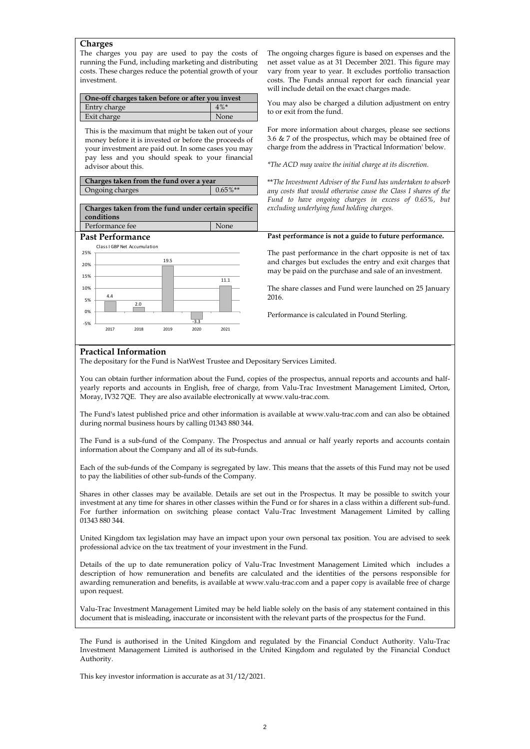## Charges

The charges you pay are used to pay the costs of running the Fund, including marketing and distributing costs. These charges reduce the potential growth of your investment.

| One-off charges taken before or after you invest | |
|---|---|
| Entry charge | 4%* |
| Exit charge | None |

This is the maximum that might be taken out of your money before it is invested or before the proceeds of your investment are paid out. In some cases you may pay less and you should speak to your financial advisor about this.

| Charges taken from the fund over a year | |
|---|---|
| Ongoing charges | 0.65%** |

| Charges taken from the fund under certain specific conditions | |
|---|---|
| Performance fee | None |

The ongoing charges figure is based on expenses and the net asset value as at 31 December 2021. This figure may vary from year to year. It excludes portfolio transaction costs. The Funds annual report for each financial year will include detail on the exact charges made.

You may also be charged a dilution adjustment on entry to or exit from the fund.

For more information about charges, please see sections 3.6 & 7 of the prospectus, which may be obtained free of charge from the address in 'Practical Information' below.

*\*The ACD may waive the initial charge at its discretion.*

*\*\*The Investment Adviser of the Fund has undertaken to absorb any costs that would otherwise cause the Class I shares of the Fund to have ongoing charges in excess of 0.65%, but excluding underlying fund holding charges.*

## Past Performance

Class I GBP Net Accumulation

25%
20%
15%
10%
5%
0%
-5%

4.4
2.0
19.5
-3.3
11.1

2017 2018 2019 2020 2021

**Past performance is not a guide to future performance.**

The past performance in the chart opposite is net of tax and charges but excludes the entry and exit charges that may be paid on the purchase and sale of an investment.

The share classes and Fund were launched on 25 January 2016.

Performance is calculated in Pound Sterling.

## Practical Information

The depositary for the Fund is NatWest Trustee and Depositary Services Limited.

You can obtain further information about the Fund, copies of the prospectus, annual reports and accounts and half-yearly reports and accounts in English, free of charge, from Valu-Trac Investment Management Limited, Orton, Moray, IV32 7QE. They are also available electronically at www.valu-trac.com.

The Fund's latest published price and other information is available at www.valu-trac.com and can also be obtained during normal business hours by calling 01343 880 344.

The Fund is a sub-fund of the Company. The Prospectus and annual or half yearly reports and accounts contain information about the Company and all of its sub-funds.

Each of the sub-funds of the Company is segregated by law. This means that the assets of this Fund may not be used to pay the liabilities of other sub-funds of the Company.

Shares in other classes may be available. Details are set out in the Prospectus. It may be possible to switch your investment at any time for shares in other classes within the Fund or for shares in a class within a different sub-fund. For further information on switching please contact Valu-Trac Investment Management Limited by calling 01343 880 344.

United Kingdom tax legislation may have an impact upon your own personal tax position. You are advised to seek professional advice on the tax treatment of your investment in the Fund.

Details of the up to date remuneration policy of Valu-Trac Investment Management Limited which includes a description of how remuneration and benefits are calculated and the identities of the persons responsible for awarding remuneration and benefits, is available at www.valu-trac.com and a paper copy is available free of charge upon request.

Valu-Trac Investment Management Limited may be held liable solely on the basis of any statement contained in this document that is misleading, inaccurate or inconsistent with the relevant parts of the prospectus for the Fund.

The Fund is authorised in the United Kingdom and regulated by the Financial Conduct Authority. Valu-Trac Investment Management Limited is authorised in the United Kingdom and regulated by the Financial Conduct Authority.

This key investor information is accurate as at 31/12/2021.